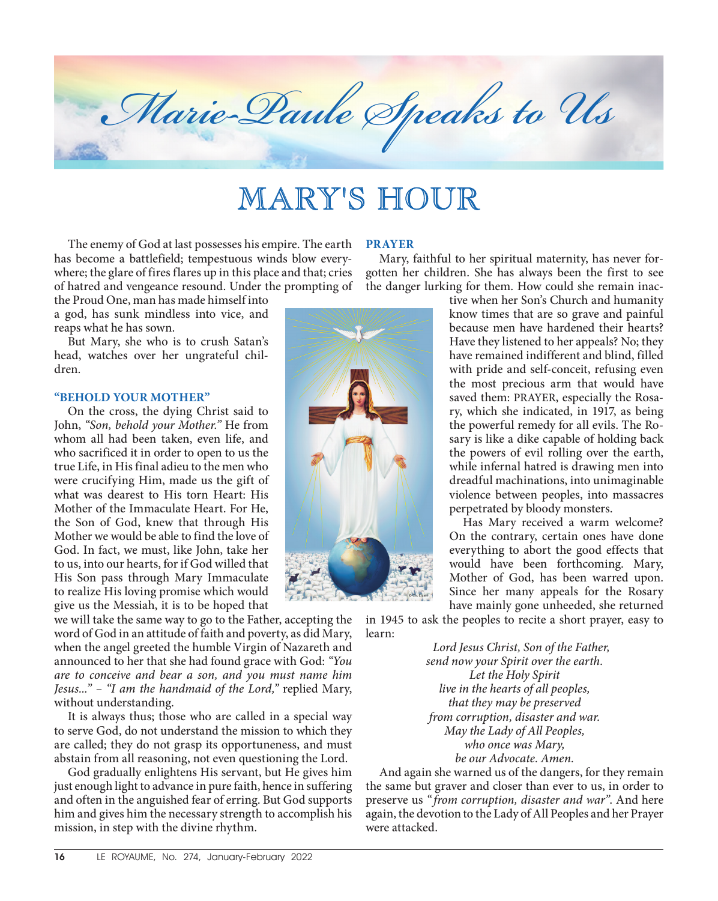# Marie-Paule Speaks to Us

## MARY'S HOUR

The enemy of God at last possesses his empire. The earth has become a battlefield; tempestuous winds blow everywhere; the glare of fires flares up in this place and that; cries of hatred and vengeance resound. Under the prompting of the Proud One, man has made himself into a god, has sunk mindless into vice, and reaps what he has sown.

But Mary, she who is to crush Satan's head, watches over her ungrateful children.

### "BEHOLD YOUR MOTHER"

On the cross, the dying Christ said to John, *"Son, behold your Mother."* He from whom all had been taken, even life, and who sacrificed it in order to open to us the true Life, in His final adieu to the men who were crucifying Him, made us the gift of what was dearest to His torn Heart: His Mother of the Immaculate Heart. For He, the Son of God, knew that through His Mother we would be able to find the love of God. In fact, we must, like John, take her to us, into our hearts, for if God willed that His Son pass through Mary Immaculate to realize His loving promise which would give us the Messiah, it is to be hoped that we will take the same way to go to the Father, accepting the word of God in an attitude of faith and poverty, as did Mary, when the angel greeted the humble Virgin of Nazareth and announced to her that she had found grace with God: *"You are to conceive and bear a son, and you must name him Jesus..."* – *"I am the handmaid of the Lord,"* replied Mary, without understanding.

It is always thus; those who are called in a special way to serve God, do not understand the mission to which they are called; they do not grasp its opportuneness, and must abstain from all reasoning, not even questioning the Lord.

God gradually enlightens His servant, but He gives him just enough light to advance in pure faith, hence in suffering and often in the anguished fear of erring. But God supports him and gives him the necessary strength to accomplish his mission, in step with the divine rhythm.

### PRAYER

Mary, faithful to her spiritual maternity, has never forgotten her children. She has always been the first to see the danger lurking for them. How could she remain inactive when her Son's Church and humanity know times that are so grave and painful because men have hardened their hearts? Have they listened to her appeals? No; they have remained indifferent and blind, filled with pride and self-conceit, refusing even the most precious arm that would have saved them: PRAYER, especially the Rosary, which she indicated, in 1917, as being the powerful remedy for all evils. The Rosary is like a dike capable of holding back the powers of evil rolling over the earth, while infernal hatred is drawing men into dreadful machinations, into unimaginable violence between peoples, into massacres perpetrated by bloody monsters.

Has Mary received a warm welcome? On the contrary, certain ones have done everything to abort the good effects that would have been forthcoming. Mary, Mother of God, has been warred upon. Since her many appeals for the Rosary have mainly gone unheeded, she returned in 1945 to ask the peoples to recite a short prayer, easy to learn:

*Lord Jesus Christ, Son of the Father,*
*send now your Spirit over the earth.*
*Let the Holy Spirit*
*live in the hearts of all peoples,*
*that they may be preserved*
*from corruption, disaster and war.*
*May the Lady of All Peoples,*
*who once was Mary,*
*be our Advocate. Amen.*

And again she warned us of the dangers, for they remain the same but graver and closer than ever to us, in order to preserve us *"from corruption, disaster and war"*. And here again, the devotion to the Lady of All Peoples and her Prayer were attacked.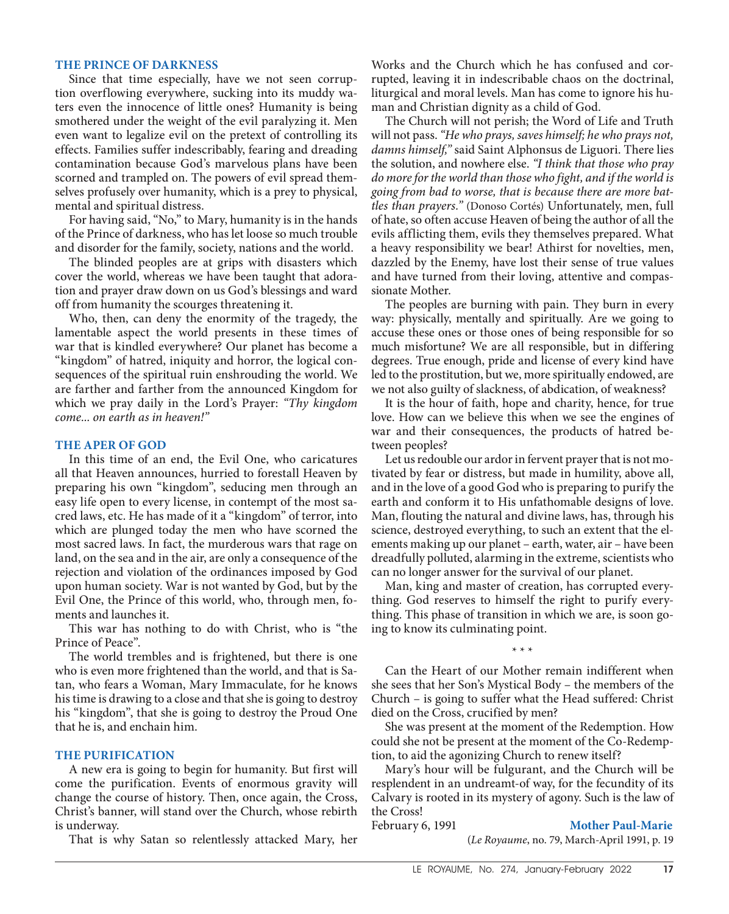### THE PRINCE OF DARKNESS

Since that time especially, have we not seen corruption overflowing everywhere, sucking into its muddy waters even the innocence of little ones? Humanity is being smothered under the weight of the evil paralyzing it. Men even want to legalize evil on the pretext of controlling its effects. Families suffer indescribably, fearing and dreading contamination because God's marvelous plans have been scorned and trampled on. The powers of evil spread themselves profusely over humanity, which is a prey to physical, mental and spiritual distress.

For having said, "No," to Mary, humanity is in the hands of the Prince of darkness, who has let loose so much trouble and disorder for the family, society, nations and the world.

The blinded peoples are at grips with disasters which cover the world, whereas we have been taught that adoration and prayer draw down on us God's blessings and ward off from humanity the scourges threatening it.

Who, then, can deny the enormity of the tragedy, the lamentable aspect the world presents in these times of war that is kindled everywhere? Our planet has become a "kingdom" of hatred, iniquity and horror, the logical consequences of the spiritual ruin enshrouding the world. We are farther and farther from the announced Kingdom for which we pray daily in the Lord's Prayer: *"Thy kingdom come... on earth as in heaven!"*

### THE APER OF GOD

In this time of an end, the Evil One, who caricatures all that Heaven announces, hurried to forestall Heaven by preparing his own "kingdom", seducing men through an easy life open to every license, in contempt of the most sacred laws, etc. He has made of it a "kingdom" of terror, into which are plunged today the men who have scorned the most sacred laws. In fact, the murderous wars that rage on land, on the sea and in the air, are only a consequence of the rejection and violation of the ordinances imposed by God upon human society. War is not wanted by God, but by the Evil One, the Prince of this world, who, through men, foments and launches it.

This war has nothing to do with Christ, who is "the Prince of Peace".

The world trembles and is frightened, but there is one who is even more frightened than the world, and that is Satan, who fears a Woman, Mary Immaculate, for he knows his time is drawing to a close and that she is going to destroy his "kingdom", that she is going to destroy the Proud One that he is, and enchain him.

### THE PURIFICATION

A new era is going to begin for humanity. But first will come the purification. Events of enormous gravity will change the course of history. Then, once again, the Cross, Christ's banner, will stand over the Church, whose rebirth is underway.

That is why Satan so relentlessly attacked Mary, her Works and the Church which he has confused and corrupted, leaving it in indescribable chaos on the doctrinal, liturgical and moral levels. Man has come to ignore his human and Christian dignity as a child of God.

The Church will not perish; the Word of Life and Truth will not pass. *"He who prays, saves himself; he who prays not, damns himself,"* said Saint Alphonsus de Liguori. There lies the solution, and nowhere else. *"I think that those who pray do more for the world than those who fight, and if the world is going from bad to worse, that is because there are more battles than prayers."* (Donoso Cortés) Unfortunately, men, full of hate, so often accuse Heaven of being the author of all the evils afflicting them, evils they themselves prepared. What a heavy responsibility we bear! Athirst for novelties, men, dazzled by the Enemy, have lost their sense of true values and have turned from their loving, attentive and compassionate Mother.

The peoples are burning with pain. They burn in every way: physically, mentally and spiritually. Are we going to accuse these ones or those ones of being responsible for so much misfortune? We are all responsible, but in differing degrees. True enough, pride and license of every kind have led to the prostitution, but we, more spiritually endowed, are we not also guilty of slackness, of abdication, of weakness?

It is the hour of faith, hope and charity, hence, for true love. How can we believe this when we see the engines of war and their consequences, the products of hatred between peoples?

Let us redouble our ardor in fervent prayer that is not motivated by fear or distress, but made in humility, above all, and in the love of a good God who is preparing to purify the earth and conform it to His unfathomable designs of love. Man, flouting the natural and divine laws, has, through his science, destroyed everything, to such an extent that the elements making up our planet – earth, water, air – have been dreadfully polluted, alarming in the extreme, scientists who can no longer answer for the survival of our planet.

Man, king and master of creation, has corrupted everything. God reserves to himself the right to purify everything. This phase of transition in which we are, is soon going to know its culminating point.

\* \* \*

Can the Heart of our Mother remain indifferent when she sees that her Son's Mystical Body – the members of the Church – is going to suffer what the Head suffered: Christ died on the Cross, crucified by men?

She was present at the moment of the Redemption. How could she not be present at the moment of the Co-Redemption, to aid the agonizing Church to renew itself?

Mary's hour will be fulgurant, and the Church will be resplendent in an undreamt-of way, for the fecundity of its Calvary is rooted in its mystery of agony. Such is the law of the Cross!

February 6, 1991 **Mother Paul-Marie**

(*Le Royaume*, no. 79, March-April 1991, p. 19